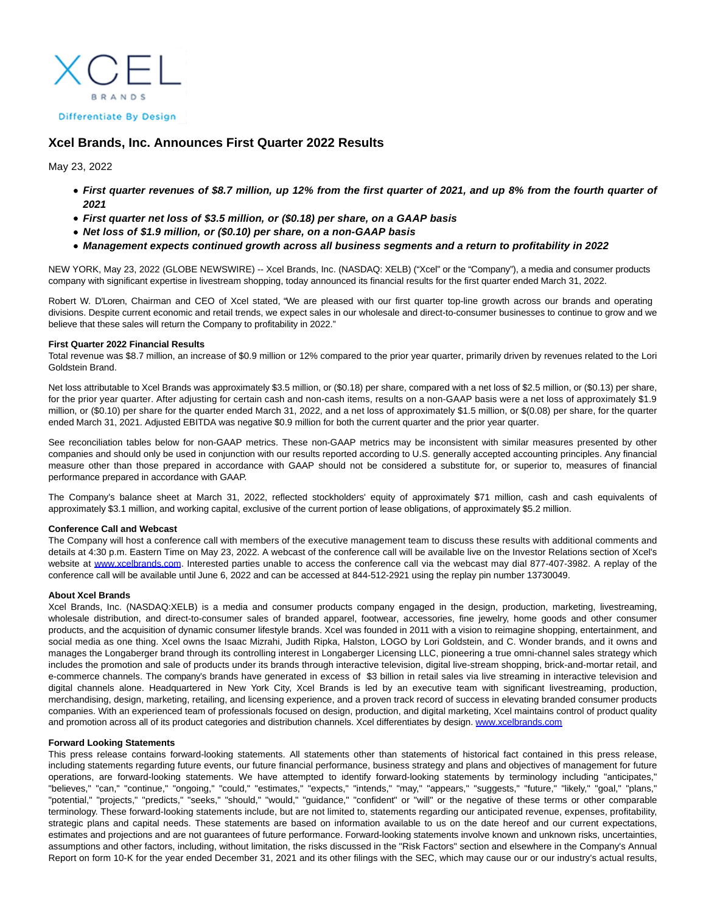# Xcel Brands, Inc. Announces First Quarter 2022 Results

May 23, 2022

- ***First quarter revenues of $8.7 million, up 12% from the first quarter of 2021, and up 8% from the fourth quarter of 2021***
- ***First quarter net loss of $3.5 million, or ($0.18) per share, on a GAAP basis***
- ***Net loss of $1.9 million, or ($0.10) per share, on a non-GAAP basis***
- ***Management expects continued growth across all business segments and a return to profitability in 2022***

NEW YORK, May 23, 2022 (GLOBE NEWSWIRE) -- Xcel Brands, Inc. (NASDAQ: XELB) ("Xcel" or the "Company"), a media and consumer products company with significant expertise in livestream shopping, today announced its financial results for the first quarter ended March 31, 2022.

Robert W. D'Loren, Chairman and CEO of Xcel stated, "We are pleased with our first quarter top-line growth across our brands and operating divisions. Despite current economic and retail trends, we expect sales in our wholesale and direct-to-consumer businesses to continue to grow and we believe that these sales will return the Company to profitability in 2022."

**First Quarter 2022 Financial Results**

Total revenue was $8.7 million, an increase of $0.9 million or 12% compared to the prior year quarter, primarily driven by revenues related to the Lori Goldstein Brand.

Net loss attributable to Xcel Brands was approximately $3.5 million, or ($0.18) per share, compared with a net loss of $2.5 million, or ($0.13) per share, for the prior year quarter. After adjusting for certain cash and non-cash items, results on a non-GAAP basis were a net loss of approximately $1.9 million, or ($0.10) per share for the quarter ended March 31, 2022, and a net loss of approximately $1.5 million, or $(0.08) per share, for the quarter ended March 31, 2021. Adjusted EBITDA was negative $0.9 million for both the current quarter and the prior year quarter.

See reconciliation tables below for non-GAAP metrics. These non-GAAP metrics may be inconsistent with similar measures presented by other companies and should only be used in conjunction with our results reported according to U.S. generally accepted accounting principles. Any financial measure other than those prepared in accordance with GAAP should not be considered a substitute for, or superior to, measures of financial performance prepared in accordance with GAAP.

The Company's balance sheet at March 31, 2022, reflected stockholders' equity of approximately $71 million, cash and cash equivalents of approximately $3.1 million, and working capital, exclusive of the current portion of lease obligations, of approximately $5.2 million.

**Conference Call and Webcast**

The Company will host a conference call with members of the executive management team to discuss these results with additional comments and details at 4:30 p.m. Eastern Time on May 23, 2022. A webcast of the conference call will be available live on the Investor Relations section of Xcel's website at www.xcelbrands.com. Interested parties unable to access the conference call via the webcast may dial 877-407-3982. A replay of the conference call will be available until June 6, 2022 and can be accessed at 844-512-2921 using the replay pin number 13730049.

**About Xcel Brands**

Xcel Brands, Inc. (NASDAQ:XELB) is a media and consumer products company engaged in the design, production, marketing, livestreaming, wholesale distribution, and direct-to-consumer sales of branded apparel, footwear, accessories, fine jewelry, home goods and other consumer products, and the acquisition of dynamic consumer lifestyle brands. Xcel was founded in 2011 with a vision to reimagine shopping, entertainment, and social media as one thing. Xcel owns the Isaac Mizrahi, Judith Ripka, Halston, LOGO by Lori Goldstein, and C. Wonder brands, and it owns and manages the Longaberger brand through its controlling interest in Longaberger Licensing LLC, pioneering a true omni-channel sales strategy which includes the promotion and sale of products under its brands through interactive television, digital live-stream shopping, brick-and-mortar retail, and e-commerce channels. The company's brands have generated in excess of $3 billion in retail sales via live streaming in interactive television and digital channels alone. Headquartered in New York City, Xcel Brands is led by an executive team with significant livestreaming, production, merchandising, design, marketing, retailing, and licensing experience, and a proven track record of success in elevating branded consumer products companies. With an experienced team of professionals focused on design, production, and digital marketing, Xcel maintains control of product quality and promotion across all of its product categories and distribution channels. Xcel differentiates by design. www.xcelbrands.com

**Forward Looking Statements**

This press release contains forward-looking statements. All statements other than statements of historical fact contained in this press release, including statements regarding future events, our future financial performance, business strategy and plans and objectives of management for future operations, are forward-looking statements. We have attempted to identify forward-looking statements by terminology including "anticipates," "believes," "can," "continue," "ongoing," "could," "estimates," "expects," "intends," "may," "appears," "suggests," "future," "likely," "goal," "plans," "potential," "projects," "predicts," "seeks," "should," "would," "guidance," "confident" or "will" or the negative of these terms or other comparable terminology. These forward-looking statements include, but are not limited to, statements regarding our anticipated revenue, expenses, profitability, strategic plans and capital needs. These statements are based on information available to us on the date hereof and our current expectations, estimates and projections and are not guarantees of future performance. Forward-looking statements involve known and unknown risks, uncertainties, assumptions and other factors, including, without limitation, the risks discussed in the "Risk Factors" section and elsewhere in the Company's Annual Report on form 10-K for the year ended December 31, 2021 and its other filings with the SEC, which may cause our or our industry's actual results,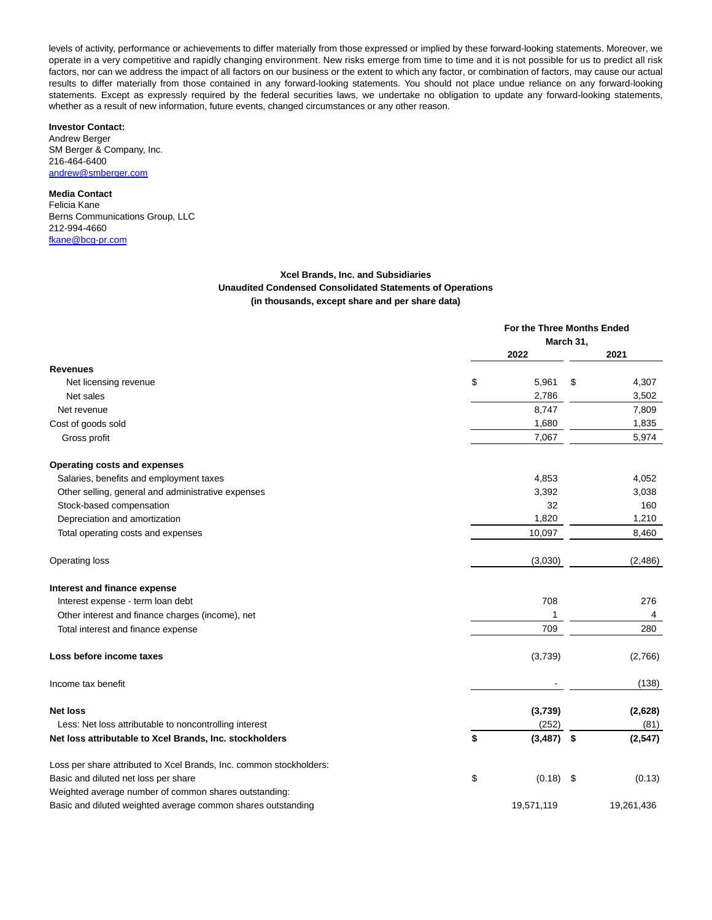levels of activity, performance or achievements to differ materially from those expressed or implied by these forward-looking statements. Moreover, we operate in a very competitive and rapidly changing environment. New risks emerge from time to time and it is not possible for us to predict all risk factors, nor can we address the impact of all factors on our business or the extent to which any factor, or combination of factors, may cause our actual results to differ materially from those contained in any forward-looking statements. You should not place undue reliance on any forward-looking statements. Except as expressly required by the federal securities laws, we undertake no obligation to update any forward-looking statements, whether as a result of new information, future events, changed circumstances or any other reason.

**Investor Contact:**
Andrew Berger
SM Berger & Company, Inc.
216-464-6400
andrew@smberger.com

**Media Contact**
Felicia Kane
Berns Communications Group, LLC
212-994-4660
fkane@bcg-pr.com

**Xcel Brands, Inc. and Subsidiaries**
**Unaudited Condensed Consolidated Statements of Operations**
**(in thousands, except share and per share data)**

| | For the Three Months Ended March 31, | |
|---|---|---|
| | 2022 | 2021 |
| **Revenues** | | |
| Net licensing revenue | $ 5,961 | $ 4,307 |
| Net sales | 2,786 | 3,502 |
| Net revenue | 8,747 | 7,809 |
| Cost of goods sold | 1,680 | 1,835 |
| Gross profit | 7,067 | 5,974 |
| **Operating costs and expenses** | | |
| Salaries, benefits and employment taxes | 4,853 | 4,052 |
| Other selling, general and administrative expenses | 3,392 | 3,038 |
| Stock-based compensation | 32 | 160 |
| Depreciation and amortization | 1,820 | 1,210 |
| Total operating costs and expenses | 10,097 | 8,460 |
| Operating loss | (3,030) | (2,486) |
| **Interest and finance expense** | | |
| Interest expense - term loan debt | 708 | 276 |
| Other interest and finance charges (income), net | 1 | 4 |
| Total interest and finance expense | 709 | 280 |
| **Loss before income taxes** | (3,739) | (2,766) |
| Income tax benefit | - | (138) |
| **Net loss** | **(3,739)** | **(2,628)** |
| Less: Net loss attributable to noncontrolling interest | (252) | (81) |
| **Net loss attributable to Xcel Brands, Inc. stockholders** | **$ (3,487)** | **$ (2,547)** |
| Loss per share attributed to Xcel Brands, Inc. common stockholders: | | |
| Basic and diluted net loss per share | $ (0.18) | $ (0.13) |
| Weighted average number of common shares outstanding: | | |
| Basic and diluted weighted average common shares outstanding | 19,571,119 | 19,261,436 |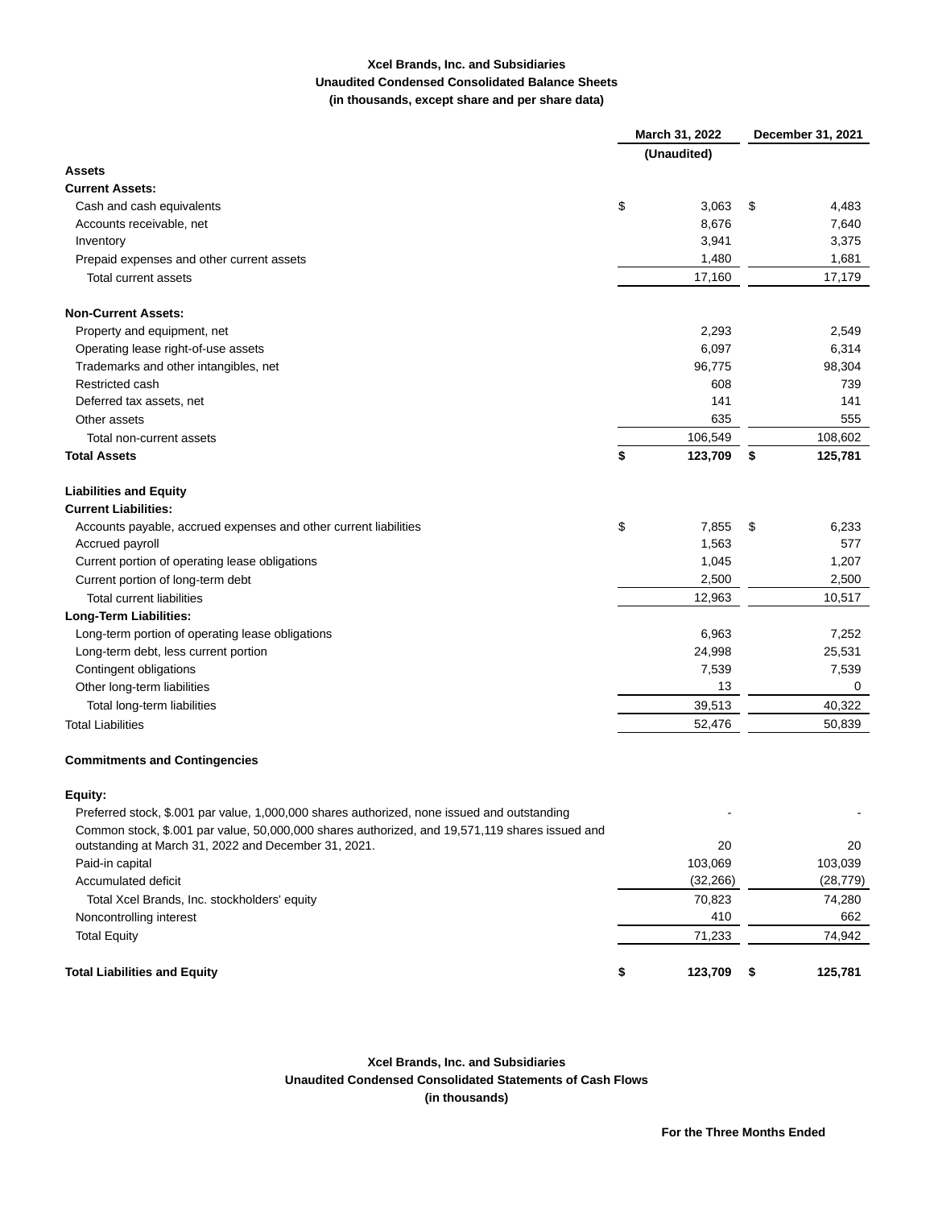**Xcel Brands, Inc. and Subsidiaries**
**Unaudited Condensed Consolidated Balance Sheets**
**(in thousands, except share and per share data)**

| | March 31, 2022 | December 31, 2021 |
|---|---|---|
| | (Unaudited) | |
| **Assets** | | |
| **Current Assets:** | | |
| Cash and cash equivalents | $ 3,063 | $ 4,483 |
| Accounts receivable, net | 8,676 | 7,640 |
| Inventory | 3,941 | 3,375 |
| Prepaid expenses and other current assets | 1,480 | 1,681 |
| Total current assets | 17,160 | 17,179 |
| | | |
| **Non-Current Assets:** | | |
| Property and equipment, net | 2,293 | 2,549 |
| Operating lease right-of-use assets | 6,097 | 6,314 |
| Trademarks and other intangibles, net | 96,775 | 98,304 |
| Restricted cash | 608 | 739 |
| Deferred tax assets, net | 141 | 141 |
| Other assets | 635 | 555 |
| Total non-current assets | 106,549 | 108,602 |
| **Total Assets** | **$ 123,709** | **$ 125,781** |
| | | |
| **Liabilities and Equity** | | |
| **Current Liabilities:** | | |
| Accounts payable, accrued expenses and other current liabilities | $ 7,855 | $ 6,233 |
| Accrued payroll | 1,563 | 577 |
| Current portion of operating lease obligations | 1,045 | 1,207 |
| Current portion of long-term debt | 2,500 | 2,500 |
| Total current liabilities | 12,963 | 10,517 |
| **Long-Term Liabilities:** | | |
| Long-term portion of operating lease obligations | 6,963 | 7,252 |
| Long-term debt, less current portion | 24,998 | 25,531 |
| Contingent obligations | 7,539 | 7,539 |
| Other long-term liabilities | 13 | 0 |
| Total long-term liabilities | 39,513 | 40,322 |
| Total Liabilities | 52,476 | 50,839 |
| | | |
| **Commitments and Contingencies** | | |
| | | |
| **Equity:** | | |
| Preferred stock, $.001 par value, 1,000,000 shares authorized, none issued and outstanding | - | - |
| Common stock, $.001 par value, 50,000,000 shares authorized, and 19,571,119 shares issued and outstanding at March 31, 2022 and December 31, 2021. | 20 | 20 |
| Paid-in capital | 103,069 | 103,039 |
| Accumulated deficit | (32,266) | (28,779) |
| Total Xcel Brands, Inc. stockholders' equity | 70,823 | 74,280 |
| Noncontrolling interest | 410 | 662 |
| Total Equity | 71,233 | 74,942 |
| | | |
| **Total Liabilities and Equity** | **$ 123,709** | **$ 125,781** |

**Xcel Brands, Inc. and Subsidiaries**
**Unaudited Condensed Consolidated Statements of Cash Flows**
**(in thousands)**

**For the Three Months Ended**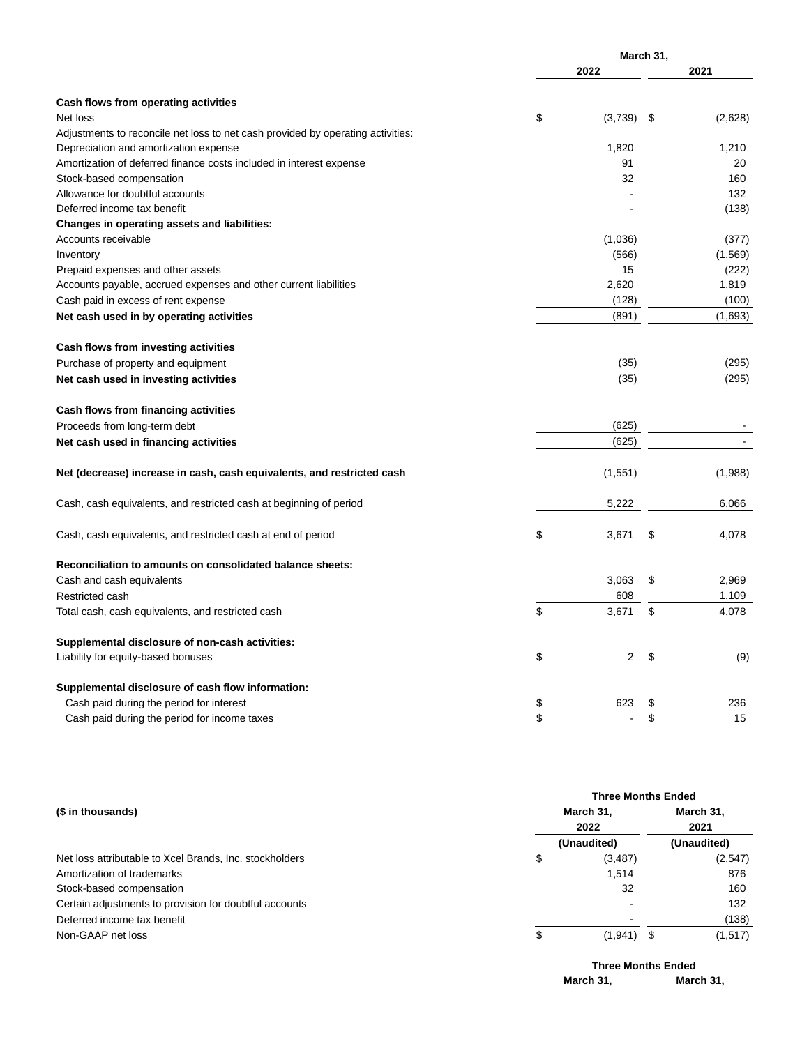| | March 31, | |
|---|---|---|
| | 2022 | 2021 |
| **Cash flows from operating activities** | | |
| Net loss | $ (3,739) | $ (2,628) |
| Adjustments to reconcile net loss to net cash provided by operating activities: | | |
| Depreciation and amortization expense | 1,820 | 1,210 |
| Amortization of deferred finance costs included in interest expense | 91 | 20 |
| Stock-based compensation | 32 | 160 |
| Allowance for doubtful accounts | - | 132 |
| Deferred income tax benefit | - | (138) |
| **Changes in operating assets and liabilities:** | | |
| Accounts receivable | (1,036) | (377) |
| Inventory | (566) | (1,569) |
| Prepaid expenses and other assets | 15 | (222) |
| Accounts payable, accrued expenses and other current liabilities | 2,620 | 1,819 |
| Cash paid in excess of rent expense | (128) | (100) |
| **Net cash used in by operating activities** | (891) | (1,693) |
| **Cash flows from investing activities** | | |
| Purchase of property and equipment | (35) | (295) |
| **Net cash used in investing activities** | (35) | (295) |
| **Cash flows from financing activities** | | |
| Proceeds from long-term debt | (625) | - |
| **Net cash used in financing activities** | (625) | - |
| **Net (decrease) increase in cash, cash equivalents, and restricted cash** | (1,551) | (1,988) |
| Cash, cash equivalents, and restricted cash at beginning of period | 5,222 | 6,066 |
| Cash, cash equivalents, and restricted cash at end of period | $ 3,671 | $ 4,078 |
| **Reconciliation to amounts on consolidated balance sheets:** | | |
| Cash and cash equivalents | 3,063 | $ 2,969 |
| Restricted cash | 608 | 1,109 |
| Total cash, cash equivalents, and restricted cash | $ 3,671 | $ 4,078 |
| **Supplemental disclosure of non-cash activities:** | | |
| Liability for equity-based bonuses | $ 2 | $ (9) |
| **Supplemental disclosure of cash flow information:** | | |
| Cash paid during the period for interest | $ 623 | $ 236 |
| Cash paid during the period for income taxes | $ - | $ 15 |

| | Three Months Ended | |
|---|---|---|
| **($ in thousands)** | **March 31, 2022** | **March 31, 2021** |
| | **(Unaudited)** | **(Unaudited)** |
| Net loss attributable to Xcel Brands, Inc. stockholders | $ (3,487) | (2,547) |
| Amortization of trademarks | 1,514 | 876 |
| Stock-based compensation | 32 | 160 |
| Certain adjustments to provision for doubtful accounts | - | 132 |
| Deferred income tax benefit | - | (138) |
| Non-GAAP net loss | $ (1,941) | $ (1,517) |

| | Three Months Ended | |
|---|---|---|
| | **March 31,** | **March 31,** |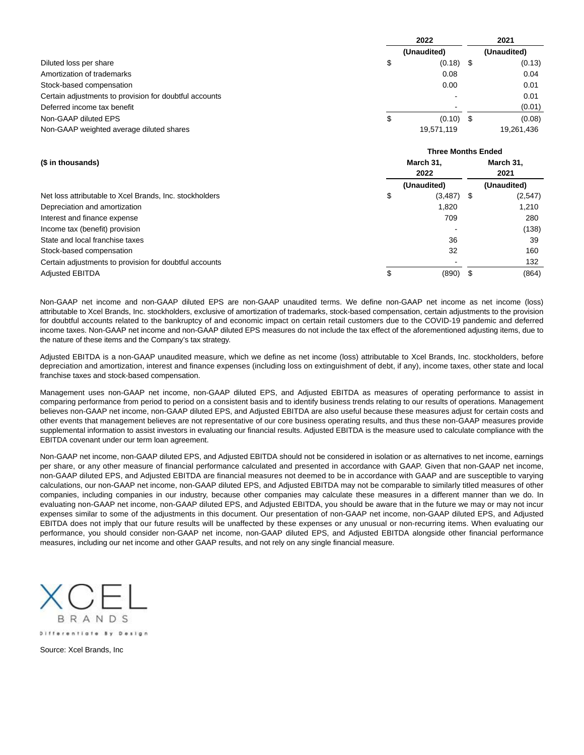| | 2022 | 2021 |
|---|---|---|
| | (Unaudited) | (Unaudited) |
| Diluted loss per share | $ (0.18) | $ (0.13) |
| Amortization of trademarks | 0.08 | 0.04 |
| Stock-based compensation | 0.00 | 0.01 |
| Certain adjustments to provision for doubtful accounts | - | 0.01 |
| Deferred income tax benefit | - | (0.01) |
| Non-GAAP diluted EPS | $ (0.10) | $ (0.08) |
| Non-GAAP weighted average diluted shares | 19,571,119 | 19,261,436 |

| | Three Months Ended | |
|---|---|---|
| **($ in thousands)** | **March 31, 2022** | **March 31, 2021** |
| | (Unaudited) | (Unaudited) |
| Net loss attributable to Xcel Brands, Inc. stockholders | $ (3,487) | $ (2,547) |
| Depreciation and amortization | 1,820 | 1,210 |
| Interest and finance expense | 709 | 280 |
| Income tax (benefit) provision | - | (138) |
| State and local franchise taxes | 36 | 39 |
| Stock-based compensation | 32 | 160 |
| Certain adjustments to provision for doubtful accounts | - | 132 |
| Adjusted EBITDA | $ (890) | $ (864) |

Non-GAAP net income and non-GAAP diluted EPS are non-GAAP unaudited terms. We define non-GAAP net income as net income (loss) attributable to Xcel Brands, Inc. stockholders, exclusive of amortization of trademarks, stock-based compensation, certain adjustments to the provision for doubtful accounts related to the bankruptcy of and economic impact on certain retail customers due to the COVID-19 pandemic and deferred income taxes. Non-GAAP net income and non-GAAP diluted EPS measures do not include the tax effect of the aforementioned adjusting items, due to the nature of these items and the Company's tax strategy.

Adjusted EBITDA is a non-GAAP unaudited measure, which we define as net income (loss) attributable to Xcel Brands, Inc. stockholders, before depreciation and amortization, interest and finance expenses (including loss on extinguishment of debt, if any), income taxes, other state and local franchise taxes and stock-based compensation.

Management uses non-GAAP net income, non-GAAP diluted EPS, and Adjusted EBITDA as measures of operating performance to assist in comparing performance from period to period on a consistent basis and to identify business trends relating to our results of operations. Management believes non-GAAP net income, non-GAAP diluted EPS, and Adjusted EBITDA are also useful because these measures adjust for certain costs and other events that management believes are not representative of our core business operating results, and thus these non-GAAP measures provide supplemental information to assist investors in evaluating our financial results. Adjusted EBITDA is the measure used to calculate compliance with the EBITDA covenant under our term loan agreement.

Non-GAAP net income, non-GAAP diluted EPS, and Adjusted EBITDA should not be considered in isolation or as alternatives to net income, earnings per share, or any other measure of financial performance calculated and presented in accordance with GAAP. Given that non-GAAP net income, non-GAAP diluted EPS, and Adjusted EBITDA are financial measures not deemed to be in accordance with GAAP and are susceptible to varying calculations, our non-GAAP net income, non-GAAP diluted EPS, and Adjusted EBITDA may not be comparable to similarly titled measures of other companies, including companies in our industry, because other companies may calculate these measures in a different manner than we do. In evaluating non-GAAP net income, non-GAAP diluted EPS, and Adjusted EBITDA, you should be aware that in the future we may or may not incur expenses similar to some of the adjustments in this document. Our presentation of non-GAAP net income, non-GAAP diluted EPS, and Adjusted EBITDA does not imply that our future results will be unaffected by these expenses or any unusual or non-recurring items. When evaluating our performance, you should consider non-GAAP net income, non-GAAP diluted EPS, and Adjusted EBITDA alongside other financial performance measures, including our net income and other GAAP results, and not rely on any single financial measure.

XCEL
BRANDS
Differentiate By Design

Source: Xcel Brands, Inc